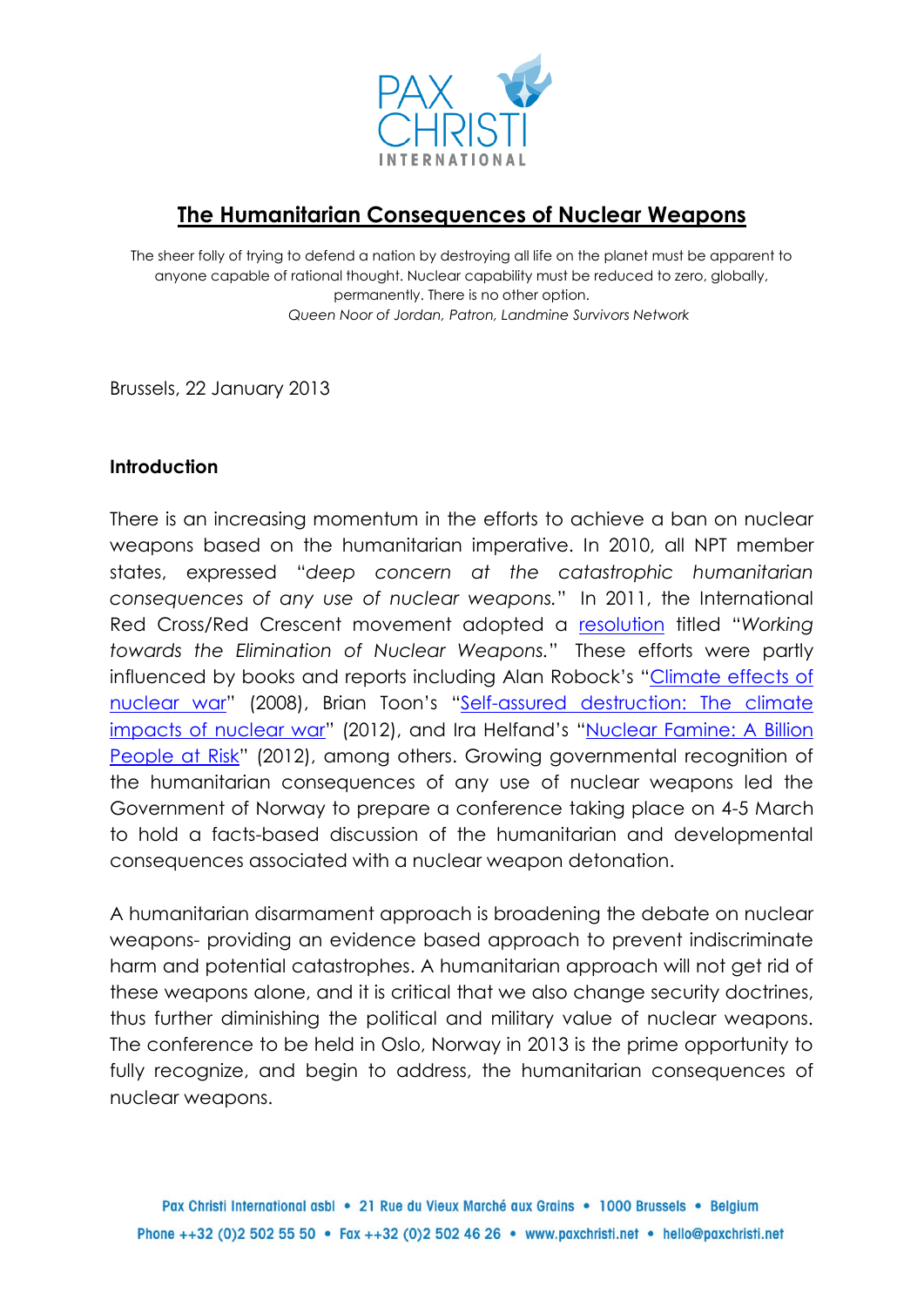PAX CHRISTI INTERNATIONAL

# The Humanitarian Consequences of Nuclear Weapons

The sheer folly of trying to defend a nation by destroying all life on the planet must be apparent to anyone capable of rational thought. Nuclear capability must be reduced to zero, globally, permanently. There is no other option.
*Queen Noor of Jordan, Patron, Landmine Survivors Network*

Brussels, 22 January 2013

**Introduction**

There is an increasing momentum in the efforts to achieve a ban on nuclear weapons based on the humanitarian imperative. In 2010, all NPT member states, expressed "*deep concern at the catastrophic humanitarian consequences of any use of nuclear weapons.*" In 2011, the International Red Cross/Red Crescent movement adopted a resolution titled "*Working towards the Elimination of Nuclear Weapons.*" These efforts were partly influenced by books and reports including Alan Robock's "Climate effects of nuclear war" (2008), Brian Toon's "Self-assured destruction: The climate impacts of nuclear war" (2012), and Ira Helfand's "Nuclear Famine: A Billion People at Risk" (2012), among others. Growing governmental recognition of the humanitarian consequences of any use of nuclear weapons led the Government of Norway to prepare a conference taking place on 4-5 March to hold a facts-based discussion of the humanitarian and developmental consequences associated with a nuclear weapon detonation.

A humanitarian disarmament approach is broadening the debate on nuclear weapons- providing an evidence based approach to prevent indiscriminate harm and potential catastrophes. A humanitarian approach will not get rid of these weapons alone, and it is critical that we also change security doctrines, thus further diminishing the political and military value of nuclear weapons. The conference to be held in Oslo, Norway in 2013 is the prime opportunity to fully recognize, and begin to address, the humanitarian consequences of nuclear weapons.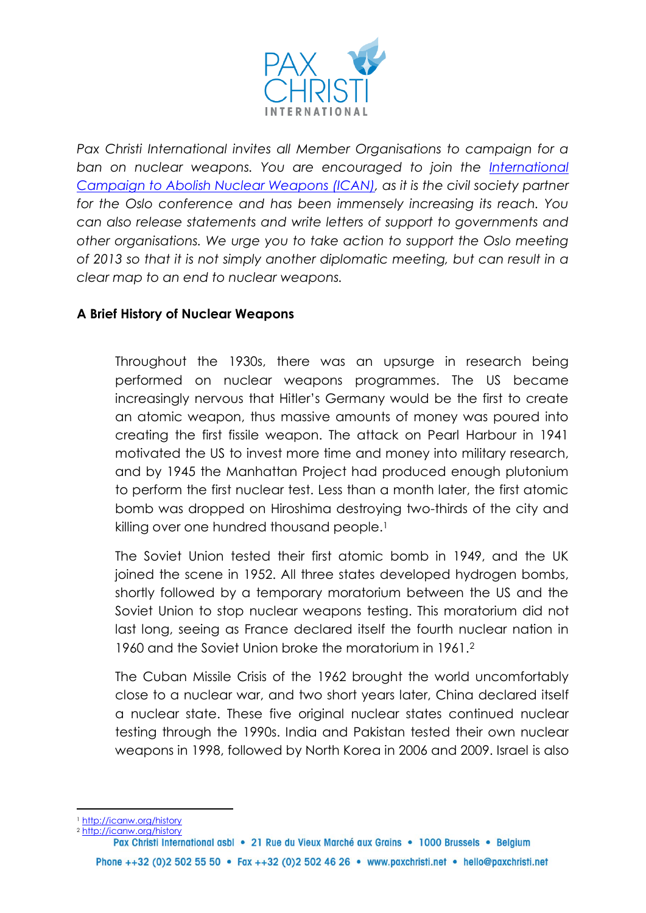*Pax Christi International invites all Member Organisations to campaign for a ban on nuclear weapons. You are encouraged to join the [International Campaign to Abolish Nuclear Weapons (ICAN)](http://icanw.org), as it is the civil society partner for the Oslo conference and has been immensely increasing its reach. You can also release statements and write letters of support to governments and other organisations. We urge you to take action to support the Oslo meeting of 2013 so that it is not simply another diplomatic meeting, but can result in a clear map to an end to nuclear weapons.*

**A Brief History of Nuclear Weapons**

Throughout the 1930s, there was an upsurge in research being performed on nuclear weapons programmes. The US became increasingly nervous that Hitler's Germany would be the first to create an atomic weapon, thus massive amounts of money was poured into creating the first fissile weapon. The attack on Pearl Harbour in 1941 motivated the US to invest more time and money into military research, and by 1945 the Manhattan Project had produced enough plutonium to perform the first nuclear test. Less than a month later, the first atomic bomb was dropped on Hiroshima destroying two-thirds of the city and killing over one hundred thousand people.[1]

The Soviet Union tested their first atomic bomb in 1949, and the UK joined the scene in 1952. All three states developed hydrogen bombs, shortly followed by a temporary moratorium between the US and the Soviet Union to stop nuclear weapons testing. This moratorium did not last long, seeing as France declared itself the fourth nuclear nation in 1960 and the Soviet Union broke the moratorium in 1961.[2]

The Cuban Missile Crisis of the 1962 brought the world uncomfortably close to a nuclear war, and two short years later, China declared itself a nuclear state. These five original nuclear states continued nuclear testing through the 1990s. India and Pakistan tested their own nuclear weapons in 1998, followed by North Korea in 2006 and 2009. Israel is also

[1] http://icanw.org/history
[2] http://icanw.org/history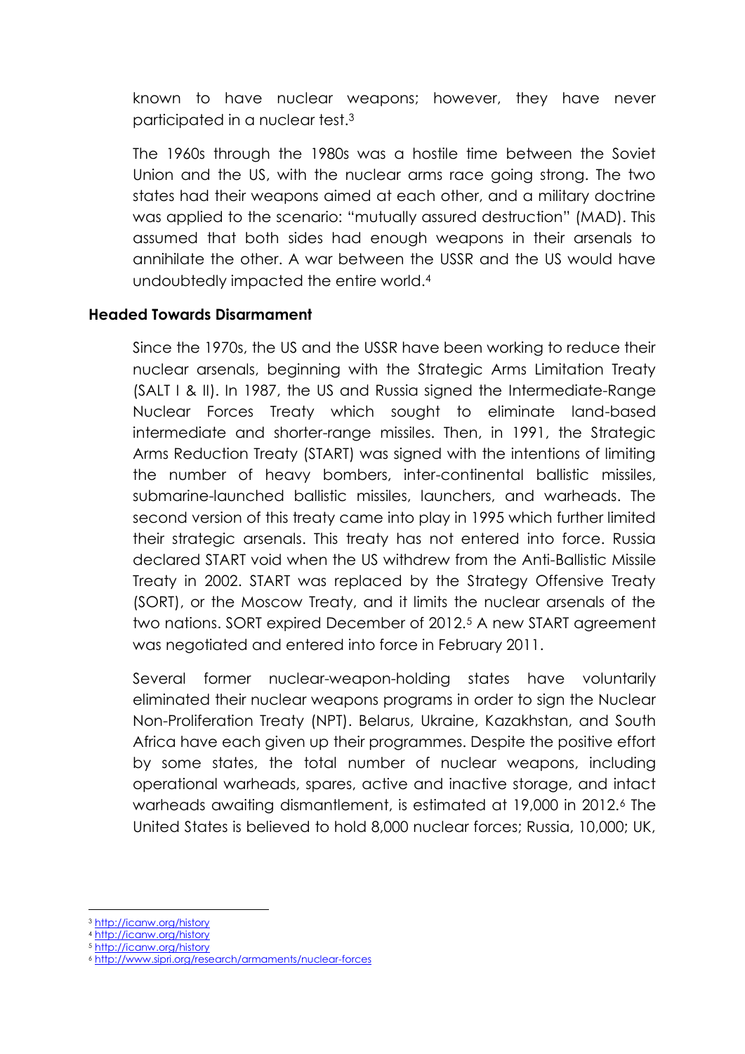known to have nuclear weapons; however, they have never participated in a nuclear test.[3]

The 1960s through the 1980s was a hostile time between the Soviet Union and the US, with the nuclear arms race going strong. The two states had their weapons aimed at each other, and a military doctrine was applied to the scenario: "mutually assured destruction" (MAD). This assumed that both sides had enough weapons in their arsenals to annihilate the other. A war between the USSR and the US would have undoubtedly impacted the entire world.[4]

**Headed Towards Disarmament**

Since the 1970s, the US and the USSR have been working to reduce their nuclear arsenals, beginning with the Strategic Arms Limitation Treaty (SALT I & II). In 1987, the US and Russia signed the Intermediate-Range Nuclear Forces Treaty which sought to eliminate land-based intermediate and shorter-range missiles. Then, in 1991, the Strategic Arms Reduction Treaty (START) was signed with the intentions of limiting the number of heavy bombers, inter-continental ballistic missiles, submarine-launched ballistic missiles, launchers, and warheads. The second version of this treaty came into play in 1995 which further limited their strategic arsenals. This treaty has not entered into force. Russia declared START void when the US withdrew from the Anti-Ballistic Missile Treaty in 2002. START was replaced by the Strategy Offensive Treaty (SORT), or the Moscow Treaty, and it limits the nuclear arsenals of the two nations. SORT expired December of 2012.[5] A new START agreement was negotiated and entered into force in February 2011.

Several former nuclear-weapon-holding states have voluntarily eliminated their nuclear weapons programs in order to sign the Nuclear Non-Proliferation Treaty (NPT). Belarus, Ukraine, Kazakhstan, and South Africa have each given up their programmes. Despite the positive effort by some states, the total number of nuclear weapons, including operational warheads, spares, active and inactive storage, and intact warheads awaiting dismantlement, is estimated at 19,000 in 2012.[6] The United States is believed to hold 8,000 nuclear forces; Russia, 10,000; UK,

---

[3] http://icanw.org/history
[4] http://icanw.org/history
[5] http://icanw.org/history
[6] http://www.sipri.org/research/armaments/nuclear-forces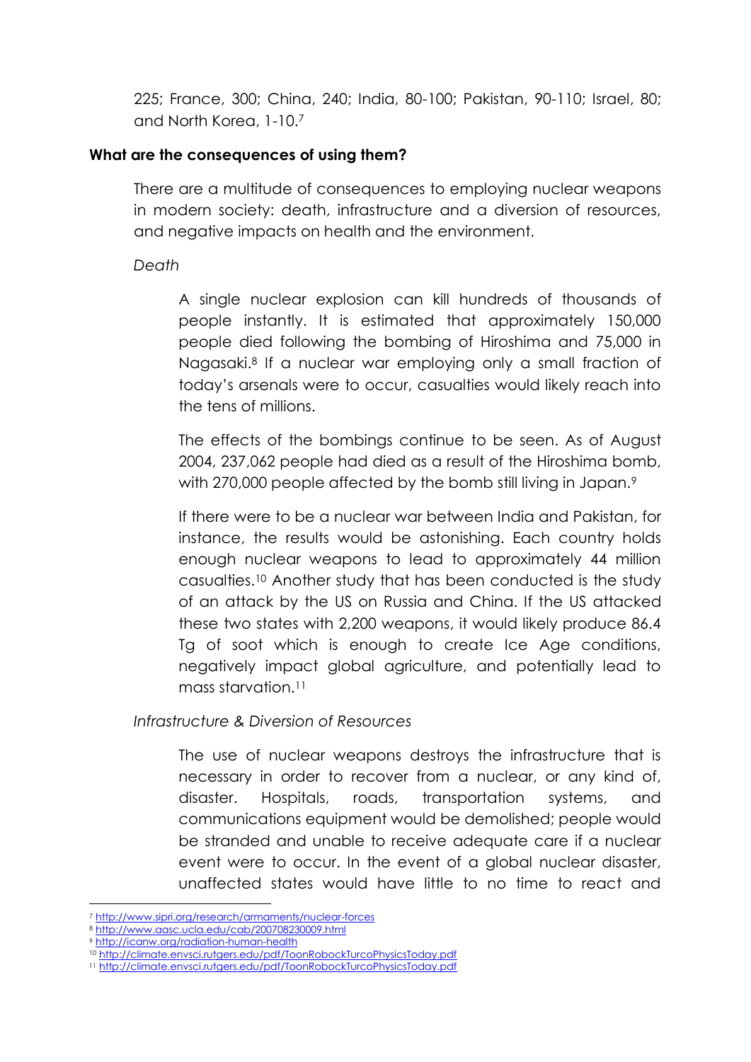225; France, 300; China, 240; India, 80-100; Pakistan, 90-110; Israel, 80; and North Korea, 1-10.[7]

**What are the consequences of using them?**

There are a multitude of consequences to employing nuclear weapons in modern society: death, infrastructure and a diversion of resources, and negative impacts on health and the environment.

*Death*

A single nuclear explosion can kill hundreds of thousands of people instantly. It is estimated that approximately 150,000 people died following the bombing of Hiroshima and 75,000 in Nagasaki.[8] If a nuclear war employing only a small fraction of today's arsenals were to occur, casualties would likely reach into the tens of millions.

The effects of the bombings continue to be seen. As of August 2004, 237,062 people had died as a result of the Hiroshima bomb, with 270,000 people affected by the bomb still living in Japan.[9]

If there were to be a nuclear war between India and Pakistan, for instance, the results would be astonishing. Each country holds enough nuclear weapons to lead to approximately 44 million casualties.[10] Another study that has been conducted is the study of an attack by the US on Russia and China. If the US attacked these two states with 2,200 weapons, it would likely produce 86.4 Tg of soot which is enough to create Ice Age conditions, negatively impact global agriculture, and potentially lead to mass starvation.[11]

*Infrastructure & Diversion of Resources*

The use of nuclear weapons destroys the infrastructure that is necessary in order to recover from a nuclear, or any kind of, disaster. Hospitals, roads, transportation systems, and communications equipment would be demolished; people would be stranded and unable to receive adequate care if a nuclear event were to occur. In the event of a global nuclear disaster, unaffected states would have little to no time to react and

---

[7] http://www.sipri.org/research/armaments/nuclear-forces

[8] http://www.aasc.ucla.edu/cab/200708230009.html

[9] http://icanw.org/radiation-human-health

[10] http://climate.envsci.rutgers.edu/pdf/ToonRobockTurcoPhysicsToday.pdf

[11] http://climate.envsci.rutgers.edu/pdf/ToonRobockTurcoPhysicsToday.pdf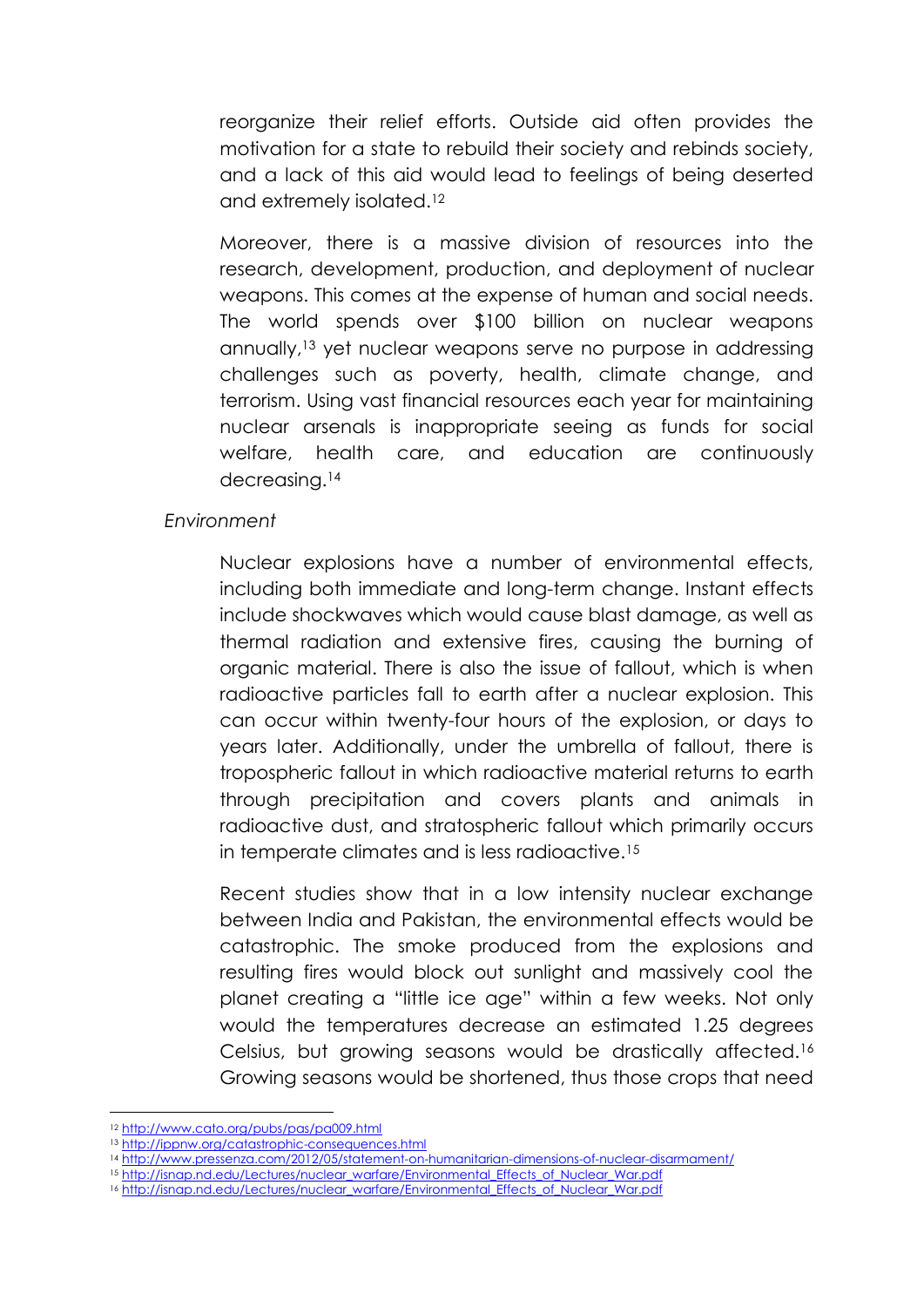reorganize their relief efforts. Outside aid often provides the motivation for a state to rebuild their society and rebinds society, and a lack of this aid would lead to feelings of being deserted and extremely isolated.[12]

Moreover, there is a massive division of resources into the research, development, production, and deployment of nuclear weapons. This comes at the expense of human and social needs. The world spends over $100 billion on nuclear weapons annually,[13] yet nuclear weapons serve no purpose in addressing challenges such as poverty, health, climate change, and terrorism. Using vast financial resources each year for maintaining nuclear arsenals is inappropriate seeing as funds for social welfare, health care, and education are continuously decreasing.[14]

*Environment*

Nuclear explosions have a number of environmental effects, including both immediate and long-term change. Instant effects include shockwaves which would cause blast damage, as well as thermal radiation and extensive fires, causing the burning of organic material. There is also the issue of fallout, which is when radioactive particles fall to earth after a nuclear explosion. This can occur within twenty-four hours of the explosion, or days to years later. Additionally, under the umbrella of fallout, there is tropospheric fallout in which radioactive material returns to earth through precipitation and covers plants and animals in radioactive dust, and stratospheric fallout which primarily occurs in temperate climates and is less radioactive.[15]

Recent studies show that in a low intensity nuclear exchange between India and Pakistan, the environmental effects would be catastrophic. The smoke produced from the explosions and resulting fires would block out sunlight and massively cool the planet creating a "little ice age" within a few weeks. Not only would the temperatures decrease an estimated 1.25 degrees Celsius, but growing seasons would be drastically affected.[16] Growing seasons would be shortened, thus those crops that need

---

[12] http://www.cato.org/pubs/pas/pa009.html

[13] http://ippnw.org/catastrophic-consequences.html

[14] http://www.pressenza.com/2012/05/statement-on-humanitarian-dimensions-of-nuclear-disarmament/

[15] http://isnap.nd.edu/Lectures/nuclear_warfare/Environmental_Effects_of_Nuclear_War.pdf

[16] http://isnap.nd.edu/Lectures/nuclear_warfare/Environmental_Effects_of_Nuclear_War.pdf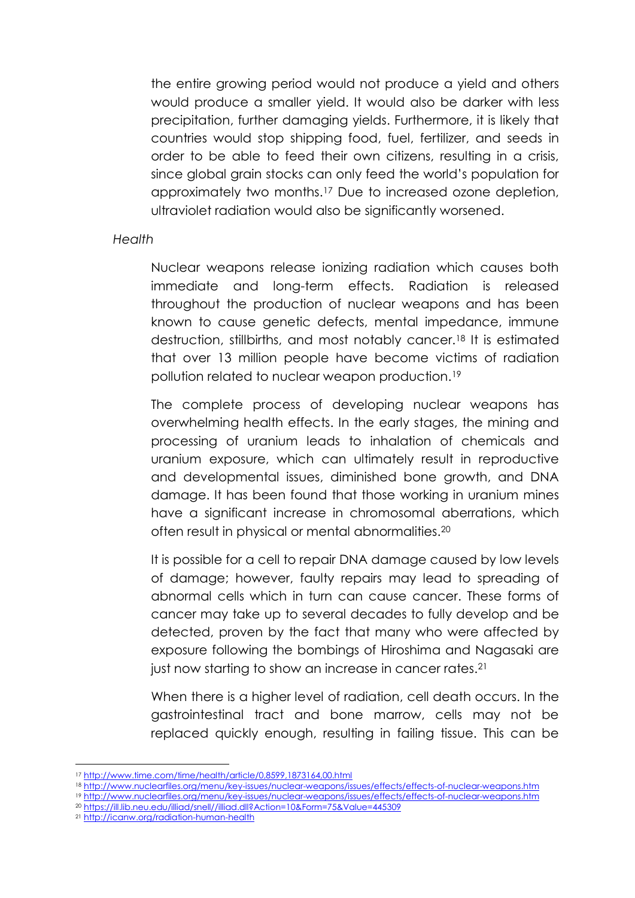the entire growing period would not produce a yield and others would produce a smaller yield. It would also be darker with less precipitation, further damaging yields. Furthermore, it is likely that countries would stop shipping food, fuel, fertilizer, and seeds in order to be able to feed their own citizens, resulting in a crisis, since global grain stocks can only feed the world's population for approximately two months.[17] Due to increased ozone depletion, ultraviolet radiation would also be significantly worsened.

*Health*

Nuclear weapons release ionizing radiation which causes both immediate and long-term effects. Radiation is released throughout the production of nuclear weapons and has been known to cause genetic defects, mental impedance, immune destruction, stillbirths, and most notably cancer.[18] It is estimated that over 13 million people have become victims of radiation pollution related to nuclear weapon production.[19]

The complete process of developing nuclear weapons has overwhelming health effects. In the early stages, the mining and processing of uranium leads to inhalation of chemicals and uranium exposure, which can ultimately result in reproductive and developmental issues, diminished bone growth, and DNA damage. It has been found that those working in uranium mines have a significant increase in chromosomal aberrations, which often result in physical or mental abnormalities.[20]

It is possible for a cell to repair DNA damage caused by low levels of damage; however, faulty repairs may lead to spreading of abnormal cells which in turn can cause cancer. These forms of cancer may take up to several decades to fully develop and be detected, proven by the fact that many who were affected by exposure following the bombings of Hiroshima and Nagasaki are just now starting to show an increase in cancer rates.[21]

When there is a higher level of radiation, cell death occurs. In the gastrointestinal tract and bone marrow, cells may not be replaced quickly enough, resulting in failing tissue. This can be

[17] http://www.time.com/time/health/article/0,8599,1873164,00.html

[18] http://www.nuclearfiles.org/menu/key-issues/nuclear-weapons/issues/effects/effects-of-nuclear-weapons.htm

[19] http://www.nuclearfiles.org/menu/key-issues/nuclear-weapons/issues/effects/effects-of-nuclear-weapons.htm

[20] https://ill.lib.neu.edu/illiad/snell//illiad.dll?Action=10&Form=75&Value=445309

[21] http://icanw.org/radiation-human-health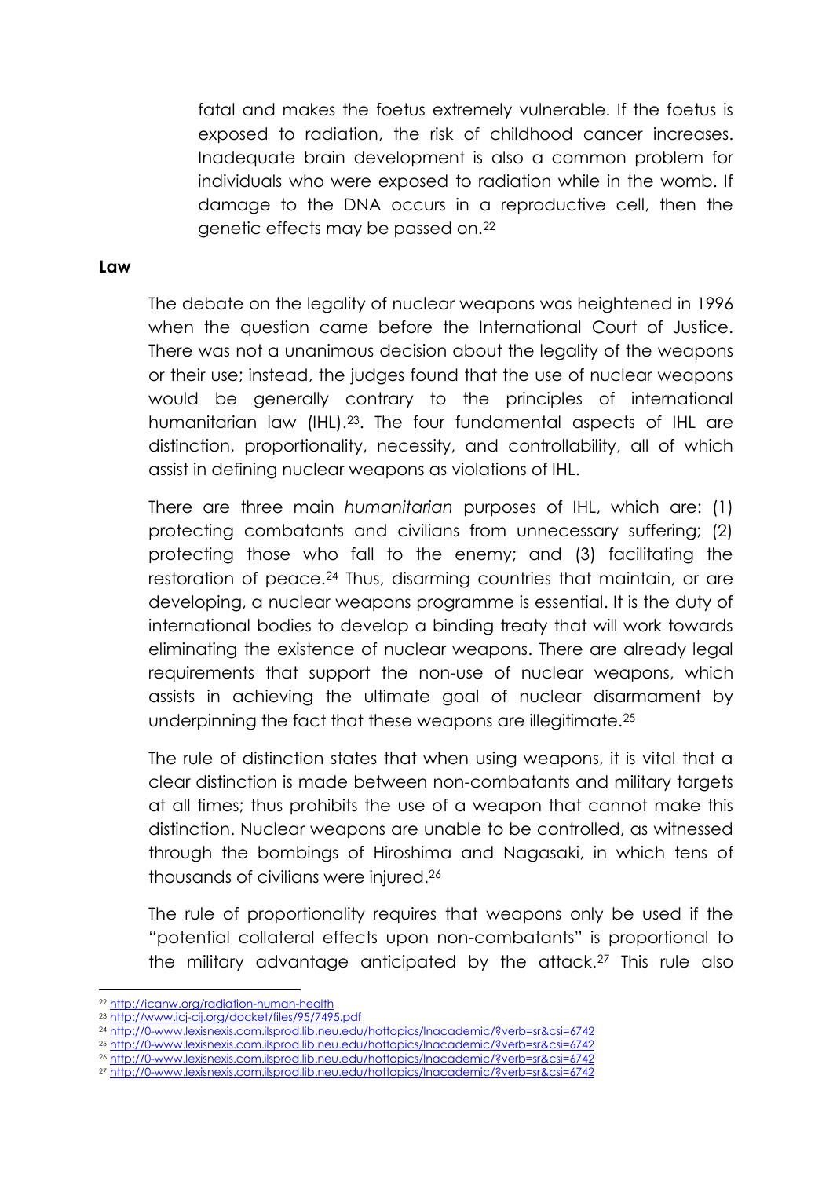fatal and makes the foetus extremely vulnerable. If the foetus is exposed to radiation, the risk of childhood cancer increases. Inadequate brain development is also a common problem for individuals who were exposed to radiation while in the womb. If damage to the DNA occurs in a reproductive cell, then the genetic effects may be passed on.[22]

**Law**

The debate on the legality of nuclear weapons was heightened in 1996 when the question came before the International Court of Justice. There was not a unanimous decision about the legality of the weapons or their use; instead, the judges found that the use of nuclear weapons would be generally contrary to the principles of international humanitarian law (IHL).[23]. The four fundamental aspects of IHL are distinction, proportionality, necessity, and controllability, all of which assist in defining nuclear weapons as violations of IHL.

There are three main *humanitarian* purposes of IHL, which are: (1) protecting combatants and civilians from unnecessary suffering; (2) protecting those who fall to the enemy; and (3) facilitating the restoration of peace.[24] Thus, disarming countries that maintain, or are developing, a nuclear weapons programme is essential. It is the duty of international bodies to develop a binding treaty that will work towards eliminating the existence of nuclear weapons. There are already legal requirements that support the non-use of nuclear weapons, which assists in achieving the ultimate goal of nuclear disarmament by underpinning the fact that these weapons are illegitimate.[25]

The rule of distinction states that when using weapons, it is vital that a clear distinction is made between non-combatants and military targets at all times; thus prohibits the use of a weapon that cannot make this distinction. Nuclear weapons are unable to be controlled, as witnessed through the bombings of Hiroshima and Nagasaki, in which tens of thousands of civilians were injured.[26]

The rule of proportionality requires that weapons only be used if the "potential collateral effects upon non-combatants" is proportional to the military advantage anticipated by the attack.[27] This rule also

[22] http://icanw.org/radiation-human-health
[23] http://www.icj-cij.org/docket/files/95/7495.pdf
[24] http://0-www.lexisnexis.com.ilsprod.lib.neu.edu/hottopics/lnacademic/?verb=sr&csi=6742
[25] http://0-www.lexisnexis.com.ilsprod.lib.neu.edu/hottopics/lnacademic/?verb=sr&csi=6742
[26] http://0-www.lexisnexis.com.ilsprod.lib.neu.edu/hottopics/lnacademic/?verb=sr&csi=6742
[27] http://0-www.lexisnexis.com.ilsprod.lib.neu.edu/hottopics/lnacademic/?verb=sr&csi=6742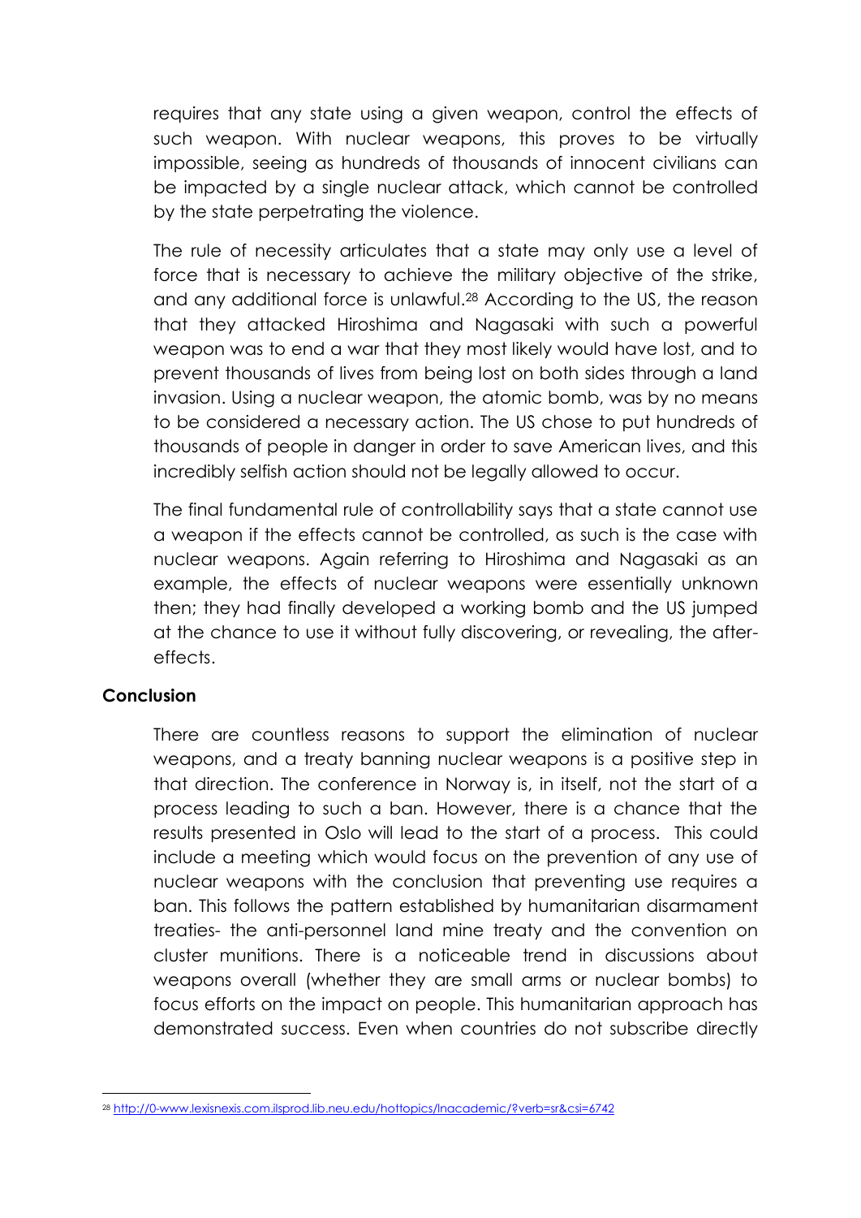requires that any state using a given weapon, control the effects of such weapon. With nuclear weapons, this proves to be virtually impossible, seeing as hundreds of thousands of innocent civilians can be impacted by a single nuclear attack, which cannot be controlled by the state perpetrating the violence.

The rule of necessity articulates that a state may only use a level of force that is necessary to achieve the military objective of the strike, and any additional force is unlawful.[28] According to the US, the reason that they attacked Hiroshima and Nagasaki with such a powerful weapon was to end a war that they most likely would have lost, and to prevent thousands of lives from being lost on both sides through a land invasion. Using a nuclear weapon, the atomic bomb, was by no means to be considered a necessary action. The US chose to put hundreds of thousands of people in danger in order to save American lives, and this incredibly selfish action should not be legally allowed to occur.

The final fundamental rule of controllability says that a state cannot use a weapon if the effects cannot be controlled, as such is the case with nuclear weapons. Again referring to Hiroshima and Nagasaki as an example, the effects of nuclear weapons were essentially unknown then; they had finally developed a working bomb and the US jumped at the chance to use it without fully discovering, or revealing, the after-effects.

**Conclusion**

There are countless reasons to support the elimination of nuclear weapons, and a treaty banning nuclear weapons is a positive step in that direction. The conference in Norway is, in itself, not the start of a process leading to such a ban. However, there is a chance that the results presented in Oslo will lead to the start of a process. This could include a meeting which would focus on the prevention of any use of nuclear weapons with the conclusion that preventing use requires a ban. This follows the pattern established by humanitarian disarmament treaties- the anti-personnel land mine treaty and the convention on cluster munitions. There is a noticeable trend in discussions about weapons overall (whether they are small arms or nuclear bombs) to focus efforts on the impact on people. This humanitarian approach has demonstrated success. Even when countries do not subscribe directly

---

[28] http://0-www.lexisnexis.com.ilsprod.lib.neu.edu/hottopics/lnacademic/?verb=sr&csi=6742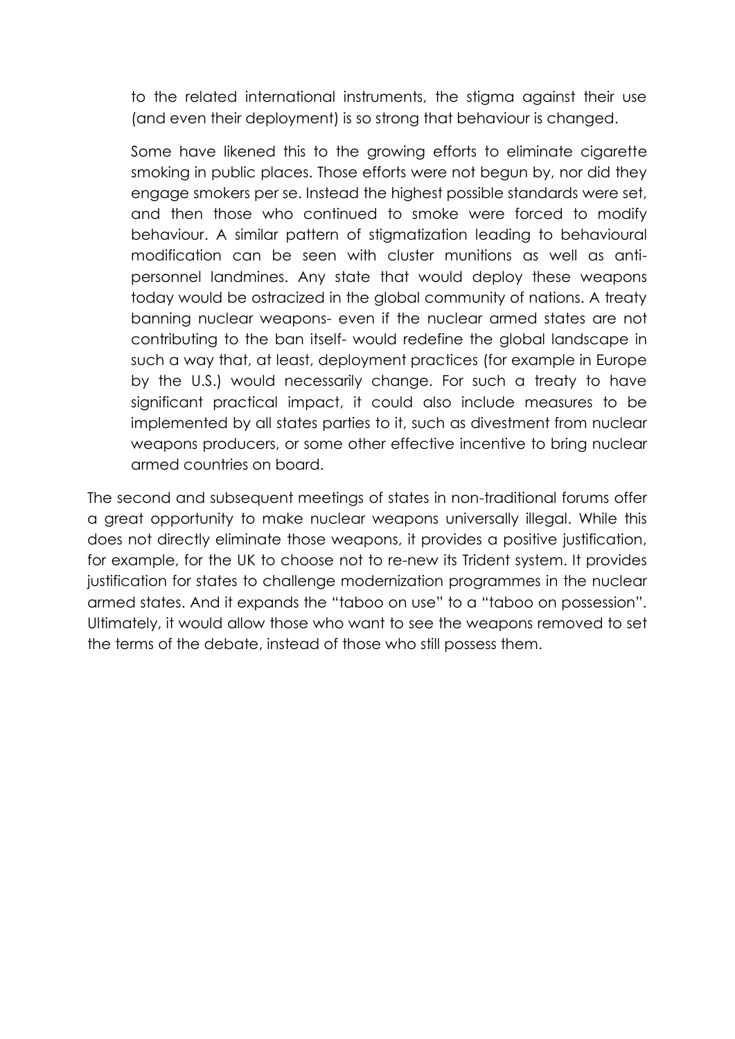to the related international instruments, the stigma against their use (and even their deployment) is so strong that behaviour is changed.

Some have likened this to the growing efforts to eliminate cigarette smoking in public places. Those efforts were not begun by, nor did they engage smokers per se. Instead the highest possible standards were set, and then those who continued to smoke were forced to modify behaviour. A similar pattern of stigmatization leading to behavioural modification can be seen with cluster munitions as well as anti-personnel landmines. Any state that would deploy these weapons today would be ostracized in the global community of nations. A treaty banning nuclear weapons- even if the nuclear armed states are not contributing to the ban itself- would redefine the global landscape in such a way that, at least, deployment practices (for example in Europe by the U.S.) would necessarily change. For such a treaty to have significant practical impact, it could also include measures to be implemented by all states parties to it, such as divestment from nuclear weapons producers, or some other effective incentive to bring nuclear armed countries on board.

The second and subsequent meetings of states in non-traditional forums offer a great opportunity to make nuclear weapons universally illegal. While this does not directly eliminate those weapons, it provides a positive justification, for example, for the UK to choose not to re-new its Trident system. It provides justification for states to challenge modernization programmes in the nuclear armed states. And it expands the "taboo on use" to a "taboo on possession". Ultimately, it would allow those who want to see the weapons removed to set the terms of the debate, instead of those who still possess them.